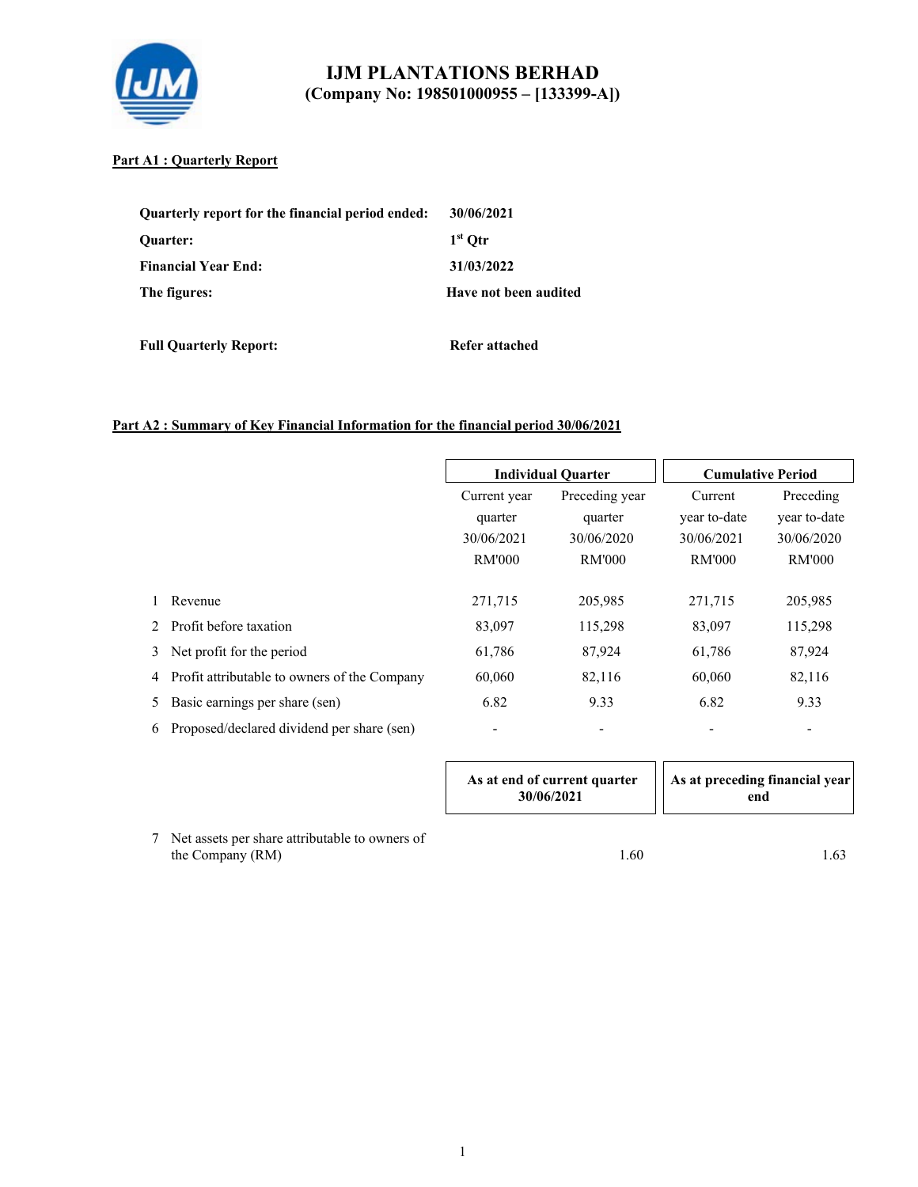# IJM PLANTATIONS BERHAD
## (Company No: 198501000955 – [133399-A])

**Part A1 : Quarterly Report**

| | |
|---|---|
| **Quarterly report for the financial period ended:** | **30/06/2021** |
| **Quarter:** | **1st Qtr** |
| **Financial Year End:** | **31/03/2022** |
| **The figures:** | **Have not been audited** |
| **Full Quarterly Report:** | **Refer attached** |

**Part A2 : Summary of Key Financial Information for the financial period 30/06/2021**

| | | Individual Quarter | | Cumulative Period | |
|---|---|---|---|---|---|
| | | Current year quarter 30/06/2021 RM'000 | Preceding year quarter 30/06/2020 RM'000 | Current year to-date 30/06/2021 RM'000 | Preceding year to-date 30/06/2020 RM'000 |
| 1 | Revenue | 271,715 | 205,985 | 271,715 | 205,985 |
| 2 | Profit before taxation | 83,097 | 115,298 | 83,097 | 115,298 |
| 3 | Net profit for the period | 61,786 | 87,924 | 61,786 | 87,924 |
| 4 | Profit attributable to owners of the Company | 60,060 | 82,116 | 60,060 | 82,116 |
| 5 | Basic earnings per share (sen) | 6.82 | 9.33 | 6.82 | 9.33 |
| 6 | Proposed/declared dividend per share (sen) | - | - | - | - |

| | | As at end of current quarter 30/06/2021 | As at preceding financial year end |
|---|---|---|---|
| 7 | Net assets per share attributable to owners of the Company (RM) | 1.60 | 1.63 |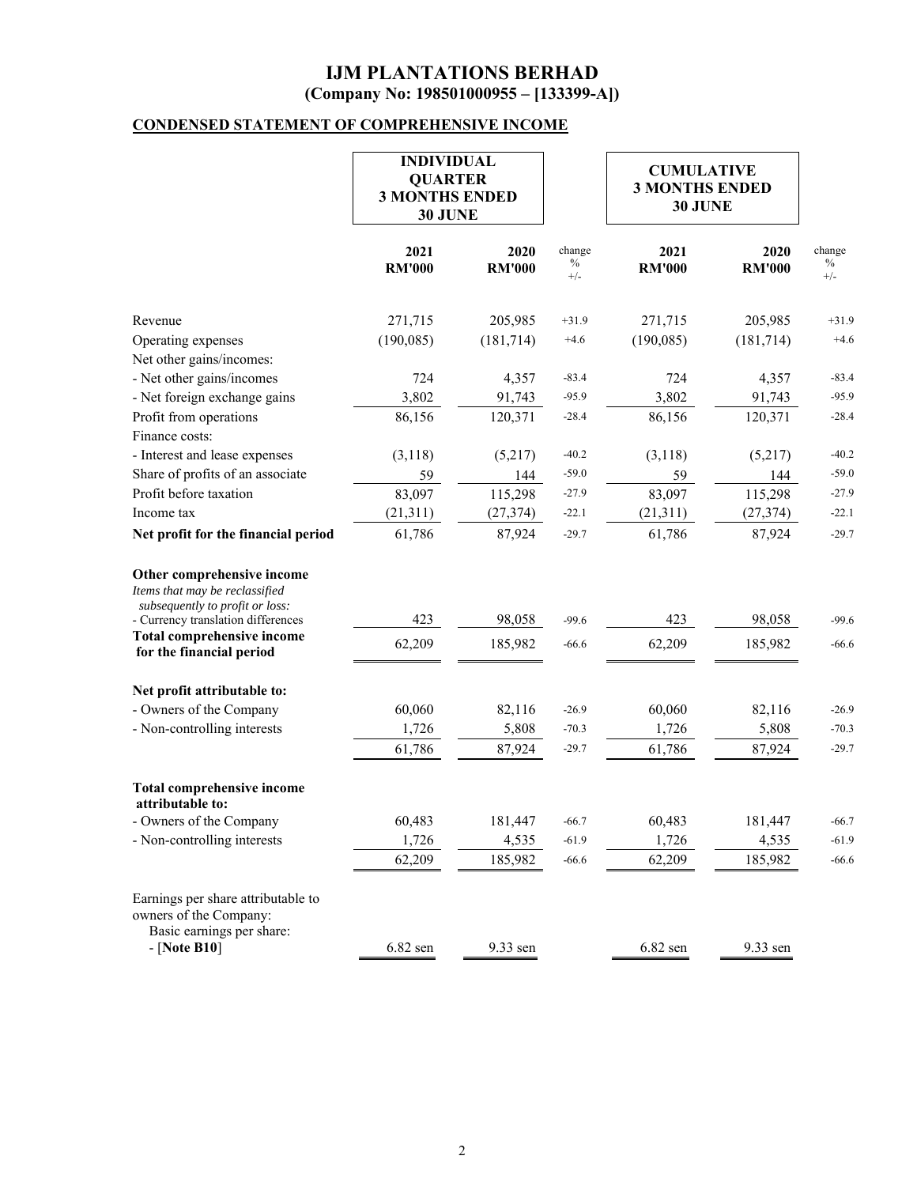# IJM PLANTATIONS BERHAD
## (Company No: 198501000955 – [133399-A])

### CONDENSED STATEMENT OF COMPREHENSIVE INCOME

| | INDIVIDUAL QUARTER 3 MONTHS ENDED 30 JUNE | | | CUMULATIVE 3 MONTHS ENDED 30 JUNE | | |
|---|---|---|---|---|---|---|
| | 2021 RM'000 | 2020 RM'000 | change % +/- | 2021 RM'000 | 2020 RM'000 | change % +/- |
| Revenue | 271,715 | 205,985 | +31.9 | 271,715 | 205,985 | +31.9 |
| Operating expenses | (190,085) | (181,714) | +4.6 | (190,085) | (181,714) | +4.6 |
| Net other gains/incomes: | | | | | | |
| - Net other gains/incomes | 724 | 4,357 | -83.4 | 724 | 4,357 | -83.4 |
| - Net foreign exchange gains | 3,802 | 91,743 | -95.9 | 3,802 | 91,743 | -95.9 |
| Profit from operations | 86,156 | 120,371 | -28.4 | 86,156 | 120,371 | -28.4 |
| Finance costs: | | | | | | |
| - Interest and lease expenses | (3,118) | (5,217) | -40.2 | (3,118) | (5,217) | -40.2 |
| Share of profits of an associate | 59 | 144 | -59.0 | 59 | 144 | -59.0 |
| Profit before taxation | 83,097 | 115,298 | -27.9 | 83,097 | 115,298 | -27.9 |
| Income tax | (21,311) | (27,374) | -22.1 | (21,311) | (27,374) | -22.1 |
| **Net profit for the financial period** | 61,786 | 87,924 | -29.7 | 61,786 | 87,924 | -29.7 |
| **Other comprehensive income** | | | | | | |
| *Items that may be reclassified subsequently to profit or loss:* | | | | | | |
| - Currency translation differences | 423 | 98,058 | -99.6 | 423 | 98,058 | -99.6 |
| **Total comprehensive income for the financial period** | 62,209 | 185,982 | -66.6 | 62,209 | 185,982 | -66.6 |
| **Net profit attributable to:** | | | | | | |
| - Owners of the Company | 60,060 | 82,116 | -26.9 | 60,060 | 82,116 | -26.9 |
| - Non-controlling interests | 1,726 | 5,808 | -70.3 | 1,726 | 5,808 | -70.3 |
| | 61,786 | 87,924 | -29.7 | 61,786 | 87,924 | -29.7 |
| **Total comprehensive income attributable to:** | | | | | | |
| - Owners of the Company | 60,483 | 181,447 | -66.7 | 60,483 | 181,447 | -66.7 |
| - Non-controlling interests | 1,726 | 4,535 | -61.9 | 1,726 | 4,535 | -61.9 |
| | 62,209 | 185,982 | -66.6 | 62,209 | 185,982 | -66.6 |
| Earnings per share attributable to owners of the Company: | | | | | | |
| Basic earnings per share: - [**Note B10**] | 6.82 sen | 9.33 sen | | 6.82 sen | 9.33 sen | |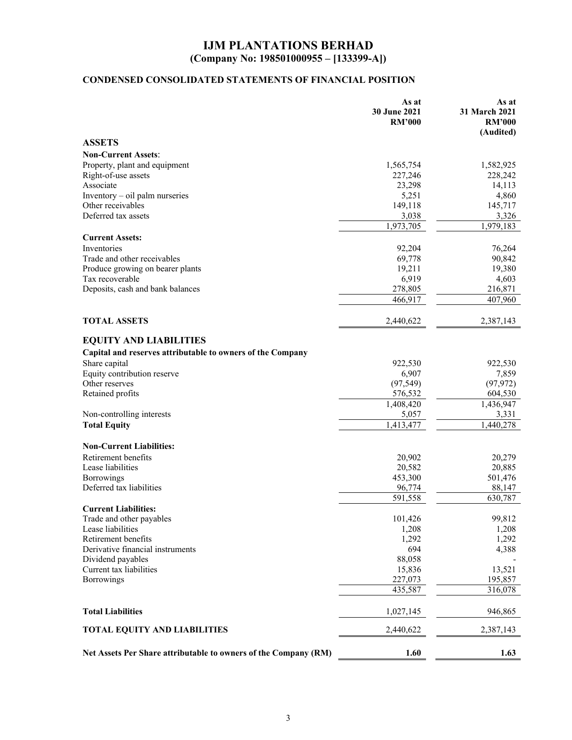# IJM PLANTATIONS BERHAD
## (Company No: 198501000955 – [133399-A])

### CONDENSED CONSOLIDATED STATEMENTS OF FINANCIAL POSITION

| | As at 30 June 2021 RM'000 | As at 31 March 2021 RM'000 (Audited) |
|---|---|---|
| **ASSETS** | | |
| **Non-Current Assets**: | | |
| Property, plant and equipment | 1,565,754 | 1,582,925 |
| Right-of-use assets | 227,246 | 228,242 |
| Associate | 23,298 | 14,113 |
| Inventory – oil palm nurseries | 5,251 | 4,860 |
| Other receivables | 149,118 | 145,717 |
| Deferred tax assets | 3,038 | 3,326 |
| | 1,973,705 | 1,979,183 |
| **Current Assets:** | | |
| Inventories | 92,204 | 76,264 |
| Trade and other receivables | 69,778 | 90,842 |
| Produce growing on bearer plants | 19,211 | 19,380 |
| Tax recoverable | 6,919 | 4,603 |
| Deposits, cash and bank balances | 278,805 | 216,871 |
| | 466,917 | 407,960 |
| **TOTAL ASSETS** | 2,440,622 | 2,387,143 |
| **EQUITY AND LIABILITIES** | | |
| **Capital and reserves attributable to owners of the Company** | | |
| Share capital | 922,530 | 922,530 |
| Equity contribution reserve | 6,907 | 7,859 |
| Other reserves | (97,549) | (97,972) |
| Retained profits | 576,532 | 604,530 |
| | 1,408,420 | 1,436,947 |
| Non-controlling interests | 5,057 | 3,331 |
| **Total Equity** | 1,413,477 | 1,440,278 |
| **Non-Current Liabilities:** | | |
| Retirement benefits | 20,902 | 20,279 |
| Lease liabilities | 20,582 | 20,885 |
| Borrowings | 453,300 | 501,476 |
| Deferred tax liabilities | 96,774 | 88,147 |
| | 591,558 | 630,787 |
| **Current Liabilities:** | | |
| Trade and other payables | 101,426 | 99,812 |
| Lease liabilities | 1,208 | 1,208 |
| Retirement benefits | 1,292 | 1,292 |
| Derivative financial instruments | 694 | 4,388 |
| Dividend payables | 88,058 | - |
| Current tax liabilities | 15,836 | 13,521 |
| Borrowings | 227,073 | 195,857 |
| | 435,587 | 316,078 |
| **Total Liabilities** | 1,027,145 | 946,865 |
| **TOTAL EQUITY AND LIABILITIES** | 2,440,622 | 2,387,143 |
| **Net Assets Per Share attributable to owners of the Company (RM)** | **1.60** | **1.63** |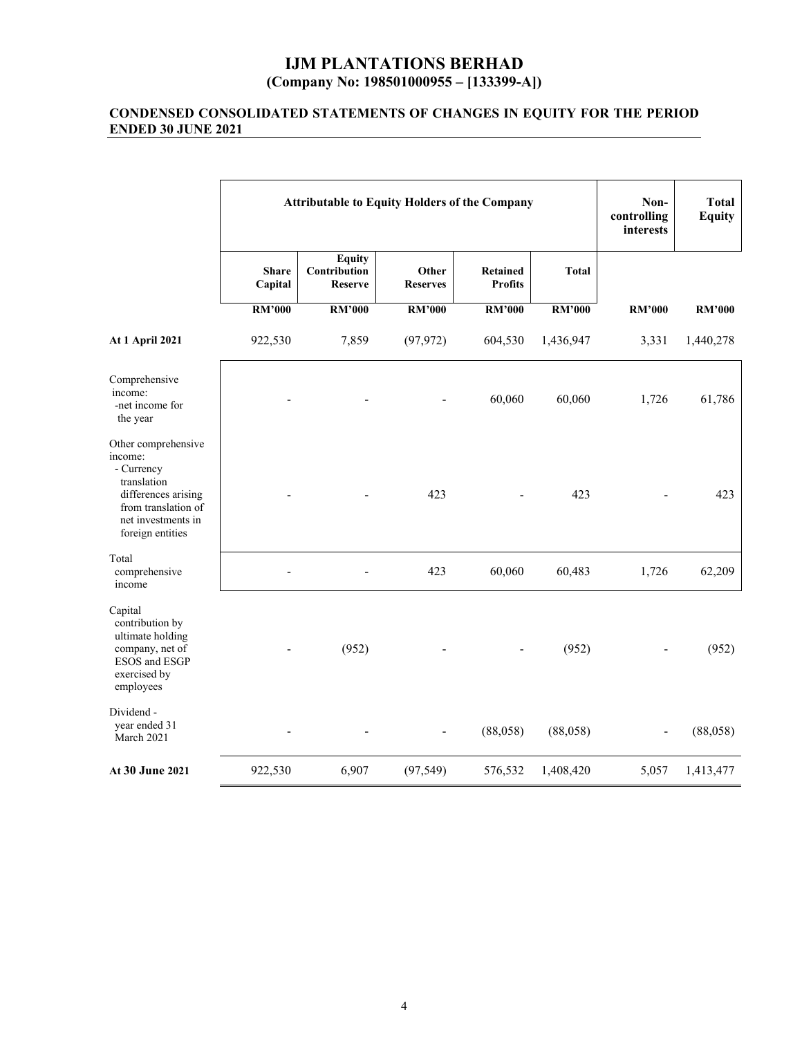# IJM PLANTATIONS BERHAD

**(Company No: 198501000955 – [133399-A])**

## CONDENSED CONSOLIDATED STATEMENTS OF CHANGES IN EQUITY FOR THE PERIOD ENDED 30 JUNE 2021

| | Attributable to Equity Holders of the Company | | | | | Non-controlling interests | Total Equity |
|---|---|---|---|---|---|---|---|
| | Share Capital | Equity Contribution Reserve | Other Reserves | Retained Profits | Total | | |
| | RM'000 | RM'000 | RM'000 | RM'000 | RM'000 | RM'000 | RM'000 |
| **At 1 April 2021** | 922,530 | 7,859 | (97,972) | 604,530 | 1,436,947 | 3,331 | 1,440,278 |
| Comprehensive income: -net income for the year | - | - | - | 60,060 | 60,060 | 1,726 | 61,786 |
| Other comprehensive income: - Currency translation differences arising from translation of net investments in foreign entities | - | - | 423 | - | 423 | - | 423 |
| Total comprehensive income | - | - | 423 | 60,060 | 60,483 | 1,726 | 62,209 |
| Capital contribution by ultimate holding company, net of ESOS and ESGP exercised by employees | - | (952) | - | - | (952) | - | (952) |
| Dividend - year ended 31 March 2021 | - | - | - | (88,058) | (88,058) | - | (88,058) |
| **At 30 June 2021** | 922,530 | 6,907 | (97,549) | 576,532 | 1,408,420 | 5,057 | 1,413,477 |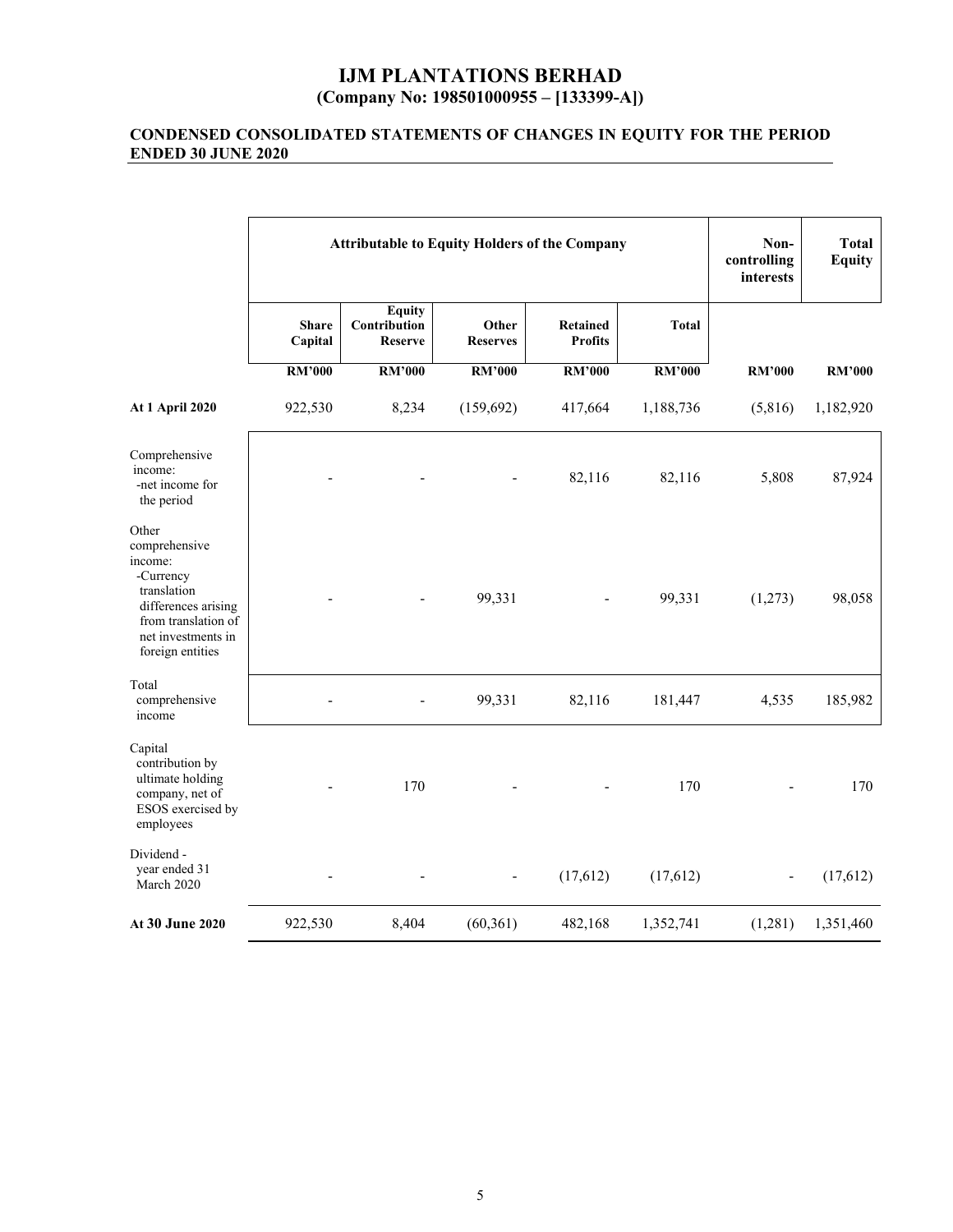# IJM PLANTATIONS BERHAD
## (Company No: 198501000955 – [133399-A])

### CONDENSED CONSOLIDATED STATEMENTS OF CHANGES IN EQUITY FOR THE PERIOD ENDED 30 JUNE 2020

| | Attributable to Equity Holders of the Company | | | | | Non-controlling interests | Total Equity |
|---|---|---|---|---|---|---|---|
| | Share Capital | Equity Contribution Reserve | Other Reserves | Retained Profits | Total | | |
| | RM'000 | RM'000 | RM'000 | RM'000 | RM'000 | RM'000 | RM'000 |
| **At 1 April 2020** | 922,530 | 8,234 | (159,692) | 417,664 | 1,188,736 | (5,816) | 1,182,920 |
| Comprehensive income: -net income for the period | - | - | - | 82,116 | 82,116 | 5,808 | 87,924 |
| Other comprehensive income: -Currency translation differences arising from translation of net investments in foreign entities | - | - | 99,331 | - | 99,331 | (1,273) | 98,058 |
| Total comprehensive income | - | - | 99,331 | 82,116 | 181,447 | 4,535 | 185,982 |
| Capital contribution by ultimate holding company, net of ESOS exercised by employees | - | 170 | - | - | 170 | - | 170 |
| Dividend - year ended 31 March 2020 | - | - | - | (17,612) | (17,612) | - | (17,612) |
| **At 30 June 2020** | 922,530 | 8,404 | (60,361) | 482,168 | 1,352,741 | (1,281) | 1,351,460 |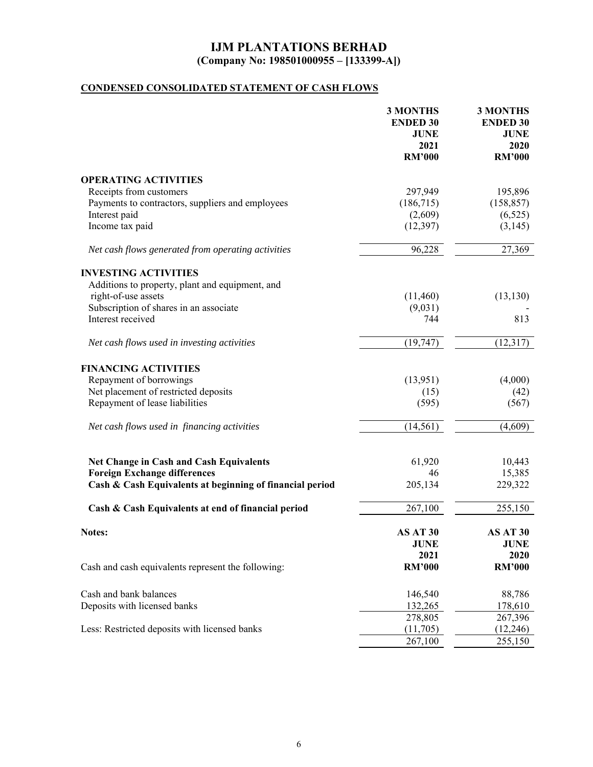# IJM PLANTATIONS BERHAD
## (Company No: 198501000955 – [133399-A])

### CONDENSED CONSOLIDATED STATEMENT OF CASH FLOWS

| | 3 MONTHS ENDED 30 JUNE 2021 RM'000 | 3 MONTHS ENDED 30 JUNE 2020 RM'000 |
|---|---|---|
| **OPERATING ACTIVITIES** | | |
| Receipts from customers | 297,949 | 195,896 |
| Payments to contractors, suppliers and employees | (186,715) | (158,857) |
| Interest paid | (2,609) | (6,525) |
| Income tax paid | (12,397) | (3,145) |
| *Net cash flows generated from operating activities* | 96,228 | 27,369 |
| **INVESTING ACTIVITIES** | | |
| Additions to property, plant and equipment, and right-of-use assets | (11,460) | (13,130) |
| Subscription of shares in an associate | (9,031) | - |
| Interest received | 744 | 813 |
| *Net cash flows used in investing activities* | (19,747) | (12,317) |
| **FINANCING ACTIVITIES** | | |
| Repayment of borrowings | (13,951) | (4,000) |
| Net placement of restricted deposits | (15) | (42) |
| Repayment of lease liabilities | (595) | (567) |
| *Net cash flows used in financing activities* | (14,561) | (4,609) |
| **Net Change in Cash and Cash Equivalents** | 61,920 | 10,443 |
| **Foreign Exchange differences** | 46 | 15,385 |
| **Cash & Cash Equivalents at beginning of financial period** | 205,134 | 229,322 |
| **Cash & Cash Equivalents at end of financial period** | 267,100 | 255,150 |

| **Notes:** | AS AT 30 JUNE 2021 RM'000 | AS AT 30 JUNE 2020 RM'000 |
|---|---|---|
| Cash and cash equivalents represent the following: | | |
| Cash and bank balances | 146,540 | 88,786 |
| Deposits with licensed banks | 132,265 | 178,610 |
| | 278,805 | 267,396 |
| Less: Restricted deposits with licensed banks | (11,705) | (12,246) |
| | 267,100 | 255,150 |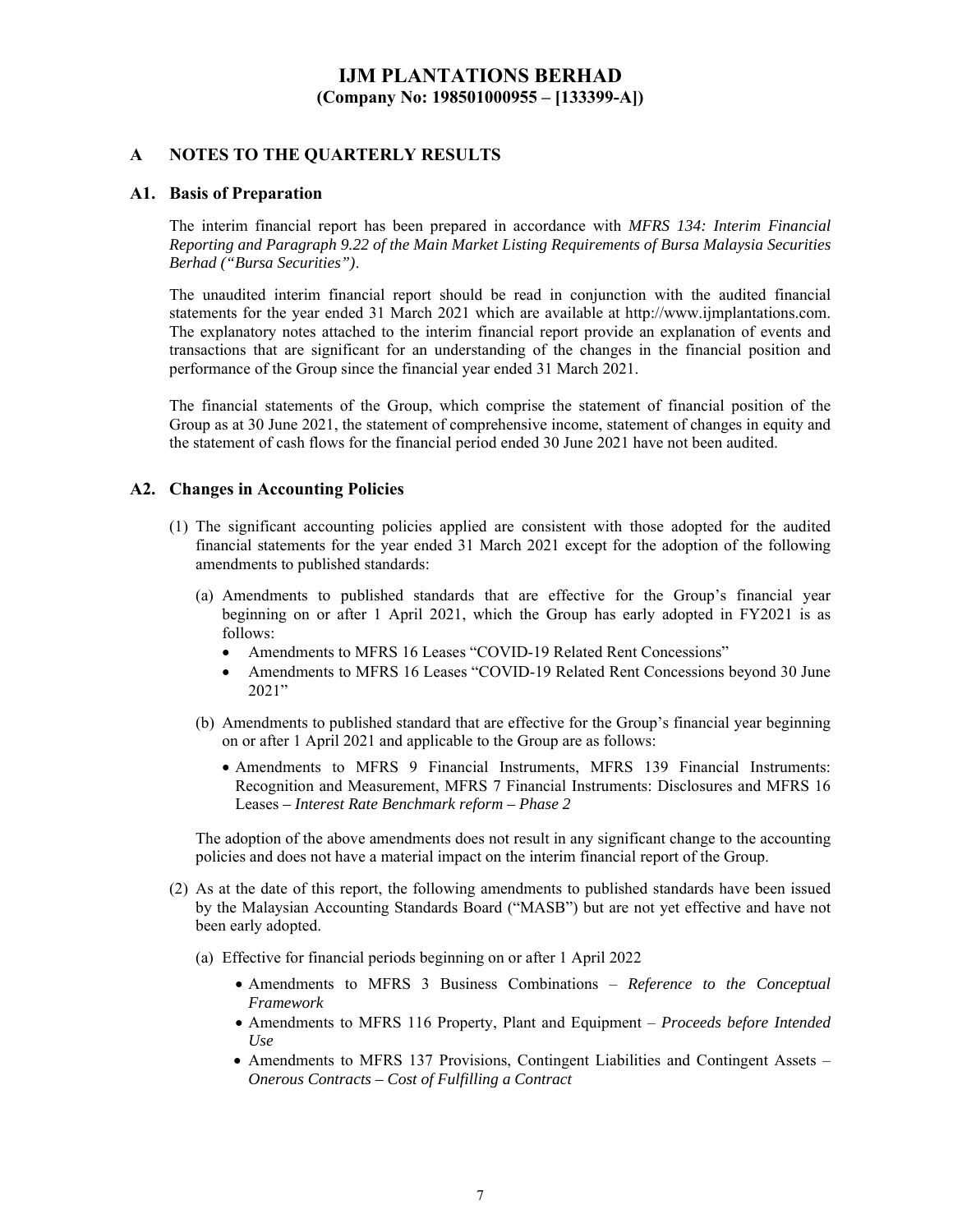# IJM PLANTATIONS BERHAD
**(Company No: 198501000955 – [133399-A])**

## A NOTES TO THE QUARTERLY RESULTS

### A1. Basis of Preparation

The interim financial report has been prepared in accordance with *MFRS 134: Interim Financial Reporting and Paragraph 9.22 of the Main Market Listing Requirements of Bursa Malaysia Securities Berhad ("Bursa Securities")*.

The unaudited interim financial report should be read in conjunction with the audited financial statements for the year ended 31 March 2021 which are available at http://www.ijmplantations.com. The explanatory notes attached to the interim financial report provide an explanation of events and transactions that are significant for an understanding of the changes in the financial position and performance of the Group since the financial year ended 31 March 2021.

The financial statements of the Group, which comprise the statement of financial position of the Group as at 30 June 2021, the statement of comprehensive income, statement of changes in equity and the statement of cash flows for the financial period ended 30 June 2021 have not been audited.

### A2. Changes in Accounting Policies

(1) The significant accounting policies applied are consistent with those adopted for the audited financial statements for the year ended 31 March 2021 except for the adoption of the following amendments to published standards:

(a) Amendments to published standards that are effective for the Group's financial year beginning on or after 1 April 2021, which the Group has early adopted in FY2021 is as follows:

- Amendments to MFRS 16 Leases "COVID-19 Related Rent Concessions"
- Amendments to MFRS 16 Leases "COVID-19 Related Rent Concessions beyond 30 June 2021"

(b) Amendments to published standard that are effective for the Group's financial year beginning on or after 1 April 2021 and applicable to the Group are as follows:

- Amendments to MFRS 9 Financial Instruments, MFRS 139 Financial Instruments: Recognition and Measurement, MFRS 7 Financial Instruments: Disclosures and MFRS 16 Leases – *Interest Rate Benchmark reform – Phase 2*

The adoption of the above amendments does not result in any significant change to the accounting policies and does not have a material impact on the interim financial report of the Group.

(2) As at the date of this report, the following amendments to published standards have been issued by the Malaysian Accounting Standards Board ("MASB") but are not yet effective and have not been early adopted.

(a) Effective for financial periods beginning on or after 1 April 2022

- Amendments to MFRS 3 Business Combinations – *Reference to the Conceptual Framework*
- Amendments to MFRS 116 Property, Plant and Equipment – *Proceeds before Intended Use*
- Amendments to MFRS 137 Provisions, Contingent Liabilities and Contingent Assets – *Onerous Contracts – Cost of Fulfilling a Contract*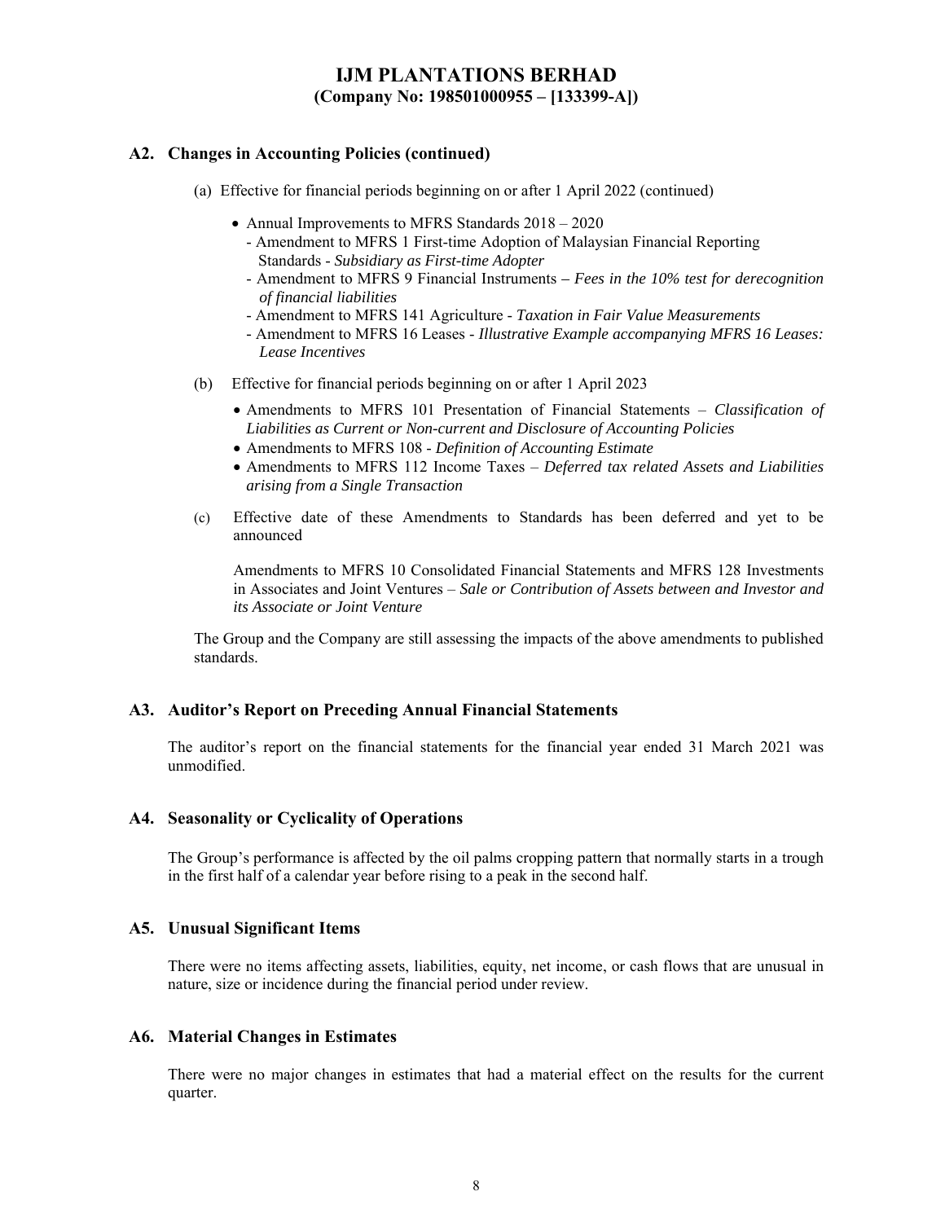## A2. Changes in Accounting Policies (continued)

(a) Effective for financial periods beginning on or after 1 April 2022 (continued)

- Annual Improvements to MFRS Standards 2018 – 2020
  - Amendment to MFRS 1 First-time Adoption of Malaysian Financial Reporting Standards - *Subsidiary as First-time Adopter*
  - Amendment to MFRS 9 Financial Instruments – *Fees in the 10% test for derecognition of financial liabilities*
  - Amendment to MFRS 141 Agriculture - *Taxation in Fair Value Measurements*
  - Amendment to MFRS 16 Leases - *Illustrative Example accompanying MFRS 16 Leases: Lease Incentives*

(b) Effective for financial periods beginning on or after 1 April 2023

- Amendments to MFRS 101 Presentation of Financial Statements – *Classification of Liabilities as Current or Non-current and Disclosure of Accounting Policies*
- Amendments to MFRS 108 - *Definition of Accounting Estimate*
- Amendments to MFRS 112 Income Taxes – *Deferred tax related Assets and Liabilities arising from a Single Transaction*

(c) Effective date of these Amendments to Standards has been deferred and yet to be announced

Amendments to MFRS 10 Consolidated Financial Statements and MFRS 128 Investments in Associates and Joint Ventures – *Sale or Contribution of Assets between and Investor and its Associate or Joint Venture*

The Group and the Company are still assessing the impacts of the above amendments to published standards.

## A3. Auditor's Report on Preceding Annual Financial Statements

The auditor's report on the financial statements for the financial year ended 31 March 2021 was unmodified.

## A4. Seasonality or Cyclicality of Operations

The Group's performance is affected by the oil palms cropping pattern that normally starts in a trough in the first half of a calendar year before rising to a peak in the second half.

## A5. Unusual Significant Items

There were no items affecting assets, liabilities, equity, net income, or cash flows that are unusual in nature, size or incidence during the financial period under review.

## A6. Material Changes in Estimates

There were no major changes in estimates that had a material effect on the results for the current quarter.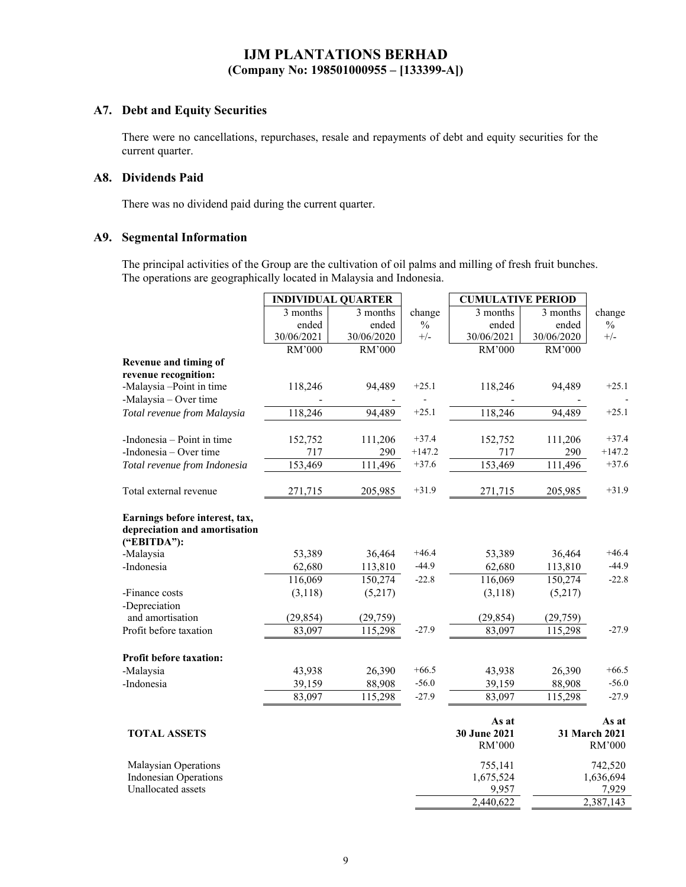## A7. Debt and Equity Securities

There were no cancellations, repurchases, resale and repayments of debt and equity securities for the current quarter.

## A8. Dividends Paid

There was no dividend paid during the current quarter.

## A9. Segmental Information

The principal activities of the Group are the cultivation of oil palms and milling of fresh fruit bunches. The operations are geographically located in Malaysia and Indonesia.

| | INDIVIDUAL QUARTER | | | CUMULATIVE PERIOD | | |
|---|---|---|---|---|---|---|
| | 3 months ended 30/06/2021 | 3 months ended 30/06/2020 | change % +/- | 3 months ended 30/06/2021 | 3 months ended 30/06/2020 | change % +/- |
| | RM'000 | RM'000 | | RM'000 | RM'000 | |
| **Revenue and timing of revenue recognition:** | | | | | | |
| -Malaysia –Point in time | 118,246 | 94,489 | +25.1 | 118,246 | 94,489 | +25.1 |
| -Malaysia – Over time | - | - | - | - | - | - |
| *Total revenue from Malaysia* | 118,246 | 94,489 | +25.1 | 118,246 | 94,489 | +25.1 |
| -Indonesia – Point in time | 152,752 | 111,206 | +37.4 | 152,752 | 111,206 | +37.4 |
| -Indonesia – Over time | 717 | 290 | +147.2 | 717 | 290 | +147.2 |
| *Total revenue from Indonesia* | 153,469 | 111,496 | +37.6 | 153,469 | 111,496 | +37.6 |
| Total external revenue | 271,715 | 205,985 | +31.9 | 271,715 | 205,985 | +31.9 |
| **Earnings before interest, tax, depreciation and amortisation ("EBITDA"):** | | | | | | |
| -Malaysia | 53,389 | 36,464 | +46.4 | 53,389 | 36,464 | +46.4 |
| -Indonesia | 62,680 | 113,810 | -44.9 | 62,680 | 113,810 | -44.9 |
| | 116,069 | 150,274 | -22.8 | 116,069 | 150,274 | -22.8 |
| -Finance costs | (3,118) | (5,217) | | (3,118) | (5,217) | |
| -Depreciation and amortisation | (29,854) | (29,759) | | (29,854) | (29,759) | |
| Profit before taxation | 83,097 | 115,298 | -27.9 | 83,097 | 115,298 | -27.9 |
| **Profit before taxation:** | | | | | | |
| -Malaysia | 43,938 | 26,390 | +66.5 | 43,938 | 26,390 | +66.5 |
| -Indonesia | 39,159 | 88,908 | -56.0 | 39,159 | 88,908 | -56.0 |
| | 83,097 | 115,298 | -27.9 | 83,097 | 115,298 | -27.9 |

| TOTAL ASSETS | As at 30 June 2021 RM'000 | As at 31 March 2021 RM'000 |
|---|---|---|
| Malaysian Operations | 755,141 | 742,520 |
| Indonesian Operations | 1,675,524 | 1,636,694 |
| Unallocated assets | 9,957 | 7,929 |
| | 2,440,622 | 2,387,143 |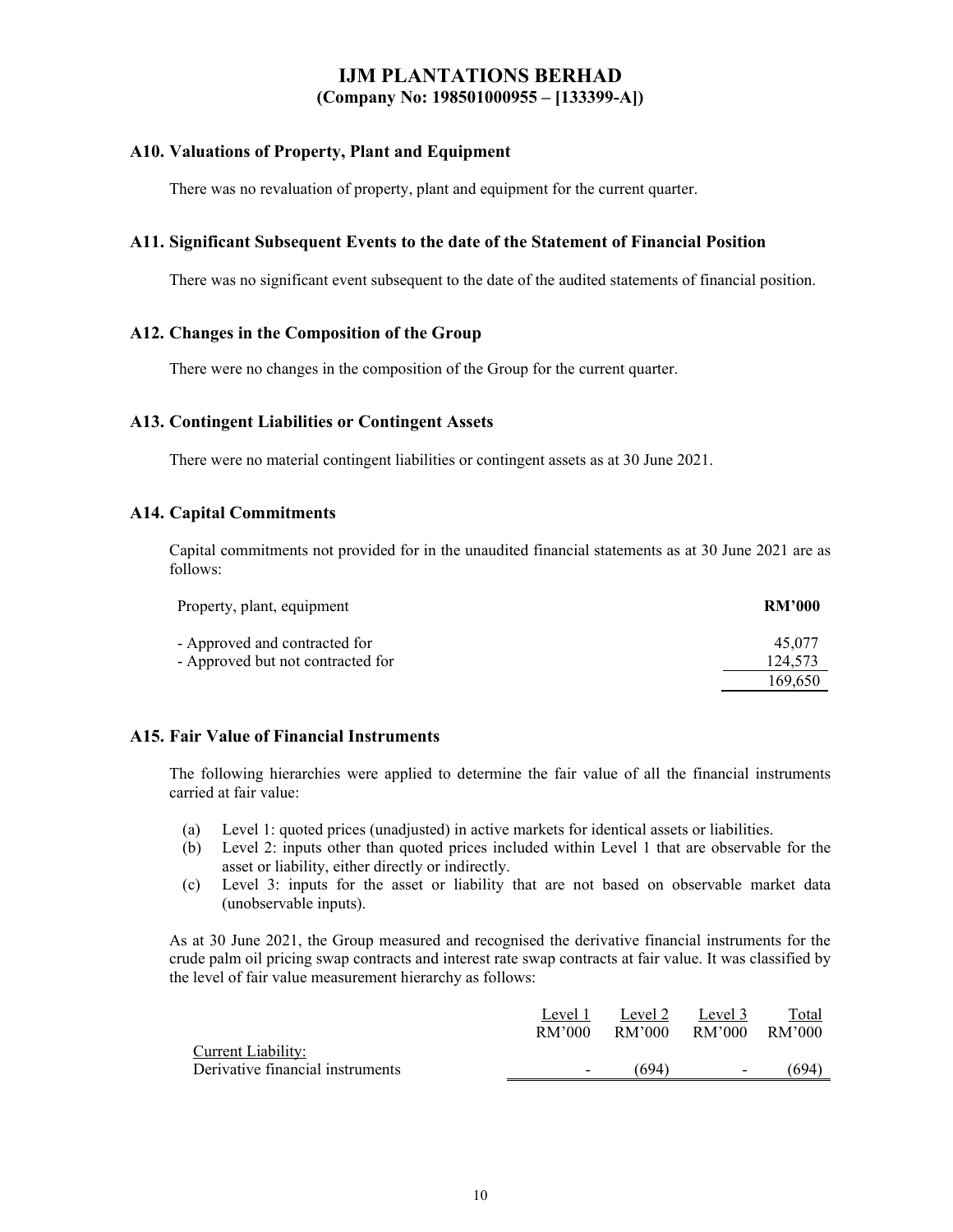## A10. Valuations of Property, Plant and Equipment

There was no revaluation of property, plant and equipment for the current quarter.

## A11. Significant Subsequent Events to the date of the Statement of Financial Position

There was no significant event subsequent to the date of the audited statements of financial position.

## A12. Changes in the Composition of the Group

There were no changes in the composition of the Group for the current quarter.

## A13. Contingent Liabilities or Contingent Assets

There were no material contingent liabilities or contingent assets as at 30 June 2021.

## A14. Capital Commitments

Capital commitments not provided for in the unaudited financial statements as at 30 June 2021 are as follows:

| Property, plant, equipment | RM'000 |
|---|---|
| - Approved and contracted for | 45,077 |
| - Approved but not contracted for | 124,573 |
| | 169,650 |

## A15. Fair Value of Financial Instruments

The following hierarchies were applied to determine the fair value of all the financial instruments carried at fair value:

(a) Level 1: quoted prices (unadjusted) in active markets for identical assets or liabilities.
(b) Level 2: inputs other than quoted prices included within Level 1 that are observable for the asset or liability, either directly or indirectly.
(c) Level 3: inputs for the asset or liability that are not based on observable market data (unobservable inputs).

As at 30 June 2021, the Group measured and recognised the derivative financial instruments for the crude palm oil pricing swap contracts and interest rate swap contracts at fair value. It was classified by the level of fair value measurement hierarchy as follows:

| | Level 1 RM'000 | Level 2 RM'000 | Level 3 RM'000 | Total RM'000 |
|---|---|---|---|---|
| Current Liability: | | | | |
| Derivative financial instruments | - | (694) | - | (694) |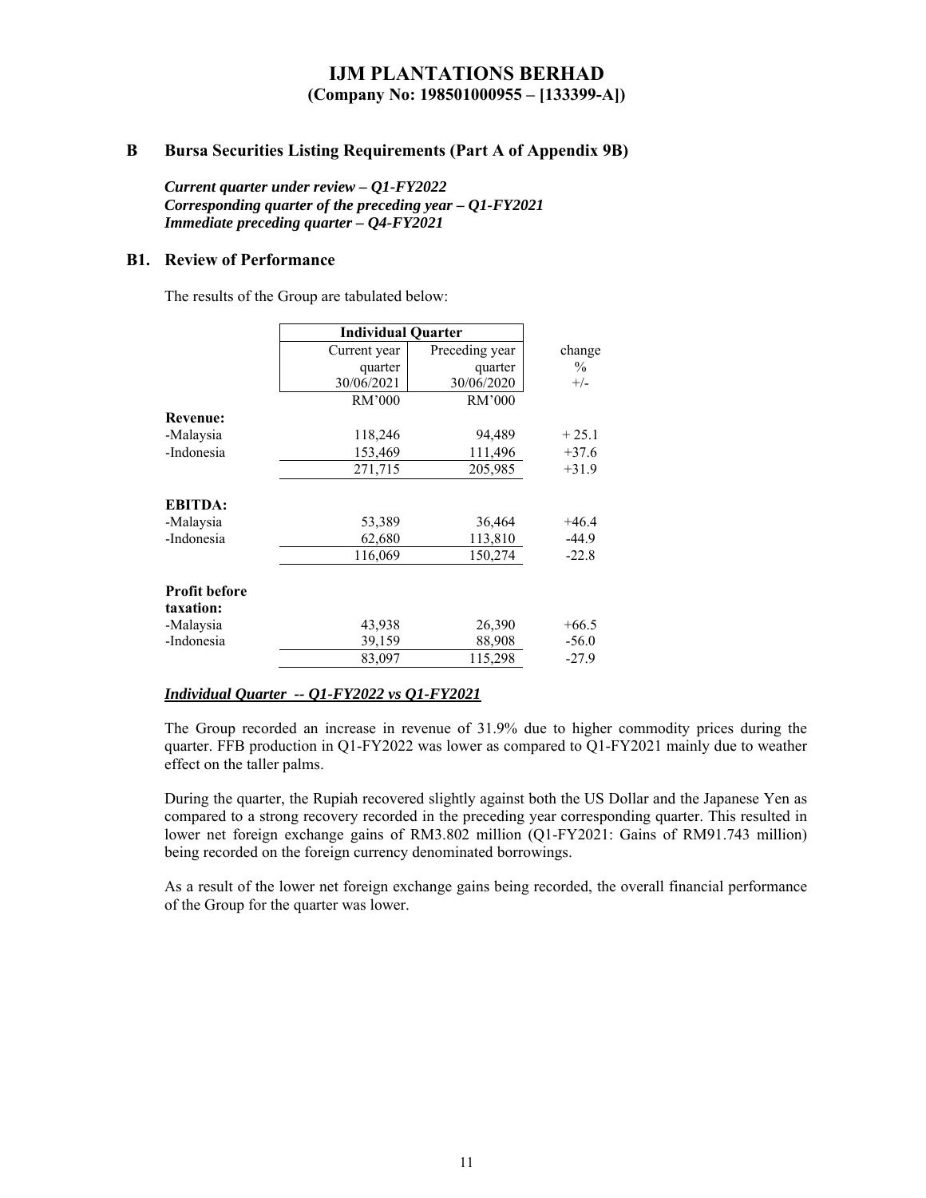# IJM PLANTATIONS BERHAD
**(Company No: 198501000955 – [133399-A])**

## B Bursa Securities Listing Requirements (Part A of Appendix 9B)

***Current quarter under review – Q1-FY2022***
***Corresponding quarter of the preceding year – Q1-FY2021***
***Immediate preceding quarter – Q4-FY2021***

## B1. Review of Performance

The results of the Group are tabulated below:

| | Individual Quarter | | |
|---|---|---|---|
| | Current year quarter 30/06/2021 | Preceding year quarter 30/06/2020 | change % +/- |
| | RM'000 | RM'000 | |
| **Revenue:** | | | |
| -Malaysia | 118,246 | 94,489 | + 25.1 |
| -Indonesia | 153,469 | 111,496 | +37.6 |
| | 271,715 | 205,985 | +31.9 |
| **EBITDA:** | | | |
| -Malaysia | 53,389 | 36,464 | +46.4 |
| -Indonesia | 62,680 | 113,810 | -44.9 |
| | 116,069 | 150,274 | -22.8 |
| **Profit before taxation:** | | | |
| -Malaysia | 43,938 | 26,390 | +66.5 |
| -Indonesia | 39,159 | 88,908 | -56.0 |
| | 83,097 | 115,298 | -27.9 |

***Individual Quarter -- Q1-FY2022 vs Q1-FY2021***

The Group recorded an increase in revenue of 31.9% due to higher commodity prices during the quarter. FFB production in Q1-FY2022 was lower as compared to Q1-FY2021 mainly due to weather effect on the taller palms.

During the quarter, the Rupiah recovered slightly against both the US Dollar and the Japanese Yen as compared to a strong recovery recorded in the preceding year corresponding quarter. This resulted in lower net foreign exchange gains of RM3.802 million (Q1-FY2021: Gains of RM91.743 million) being recorded on the foreign currency denominated borrowings.

As a result of the lower net foreign exchange gains being recorded, the overall financial performance of the Group for the quarter was lower.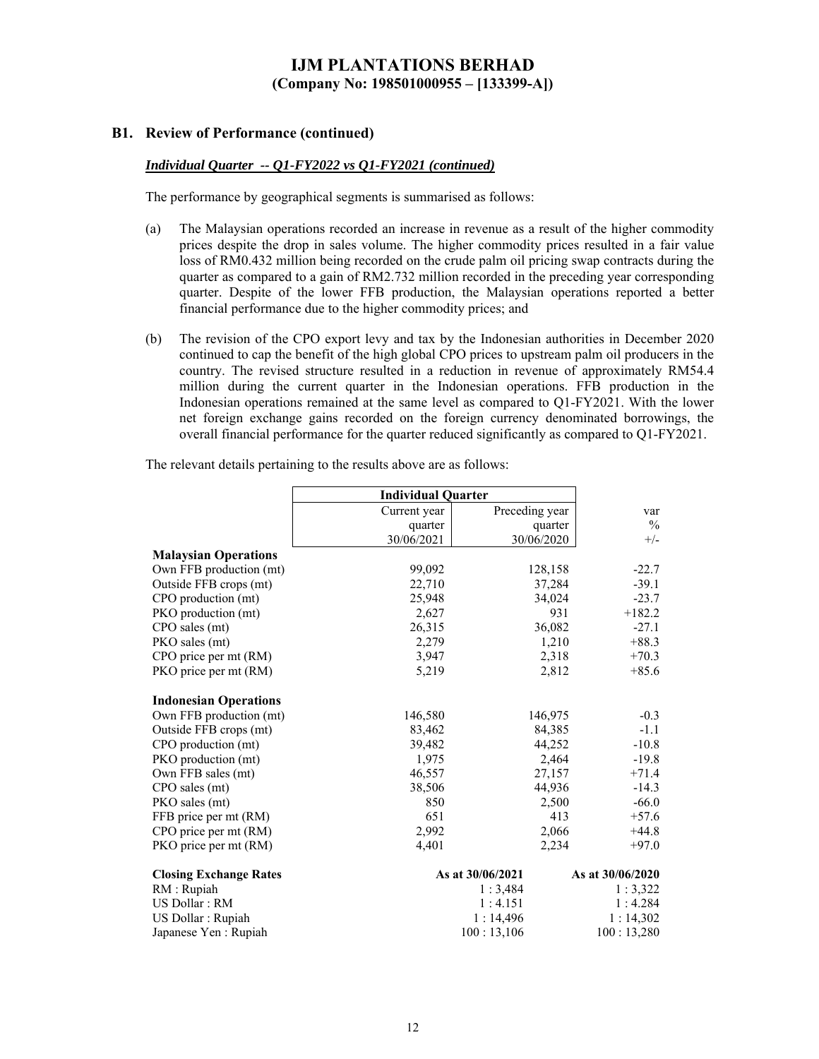# IJM PLANTATIONS BERHAD
**(Company No: 198501000955 – [133399-A])**

## B1. Review of Performance (continued)

***Individual Quarter -- Q1-FY2022 vs Q1-FY2021 (continued)***

The performance by geographical segments is summarised as follows:

(a) The Malaysian operations recorded an increase in revenue as a result of the higher commodity prices despite the drop in sales volume. The higher commodity prices resulted in a fair value loss of RM0.432 million being recorded on the crude palm oil pricing swap contracts during the quarter as compared to a gain of RM2.732 million recorded in the preceding year corresponding quarter. Despite of the lower FFB production, the Malaysian operations reported a better financial performance due to the higher commodity prices; and

(b) The revision of the CPO export levy and tax by the Indonesian authorities in December 2020 continued to cap the benefit of the high global CPO prices to upstream palm oil producers in the country. The revised structure resulted in a reduction in revenue of approximately RM54.4 million during the current quarter in the Indonesian operations. FFB production in the Indonesian operations remained at the same level as compared to Q1-FY2021. With the lower net foreign exchange gains recorded on the foreign currency denominated borrowings, the overall financial performance for the quarter reduced significantly as compared to Q1-FY2021.

The relevant details pertaining to the results above are as follows:

| | Individual Quarter | | |
|---|---|---|---|
| | Current year quarter 30/06/2021 | Preceding year quarter 30/06/2020 | var % +/- |
| **Malaysian Operations** | | | |
| Own FFB production (mt) | 99,092 | 128,158 | -22.7 |
| Outside FFB crops (mt) | 22,710 | 37,284 | -39.1 |
| CPO production (mt) | 25,948 | 34,024 | -23.7 |
| PKO production (mt) | 2,627 | 931 | +182.2 |
| CPO sales (mt) | 26,315 | 36,082 | -27.1 |
| PKO sales (mt) | 2,279 | 1,210 | +88.3 |
| CPO price per mt (RM) | 3,947 | 2,318 | +70.3 |
| PKO price per mt (RM) | 5,219 | 2,812 | +85.6 |
| **Indonesian Operations** | | | |
| Own FFB production (mt) | 146,580 | 146,975 | -0.3 |
| Outside FFB crops (mt) | 83,462 | 84,385 | -1.1 |
| CPO production (mt) | 39,482 | 44,252 | -10.8 |
| PKO production (mt) | 1,975 | 2,464 | -19.8 |
| Own FFB sales (mt) | 46,557 | 27,157 | +71.4 |
| CPO sales (mt) | 38,506 | 44,936 | -14.3 |
| PKO sales (mt) | 850 | 2,500 | -66.0 |
| FFB price per mt (RM) | 651 | 413 | +57.6 |
| CPO price per mt (RM) | 2,992 | 2,066 | +44.8 |
| PKO price per mt (RM) | 4,401 | 2,234 | +97.0 |

| **Closing Exchange Rates** | **As at 30/06/2021** | **As at 30/06/2020** |
|---|---|---|
| RM : Rupiah | 1 : 3,484 | 1 : 3,322 |
| US Dollar : RM | 1 : 4.151 | 1 : 4.284 |
| US Dollar : Rupiah | 1 : 14,496 | 1 : 14,302 |
| Japanese Yen : Rupiah | 100 : 13,106 | 100 : 13,280 |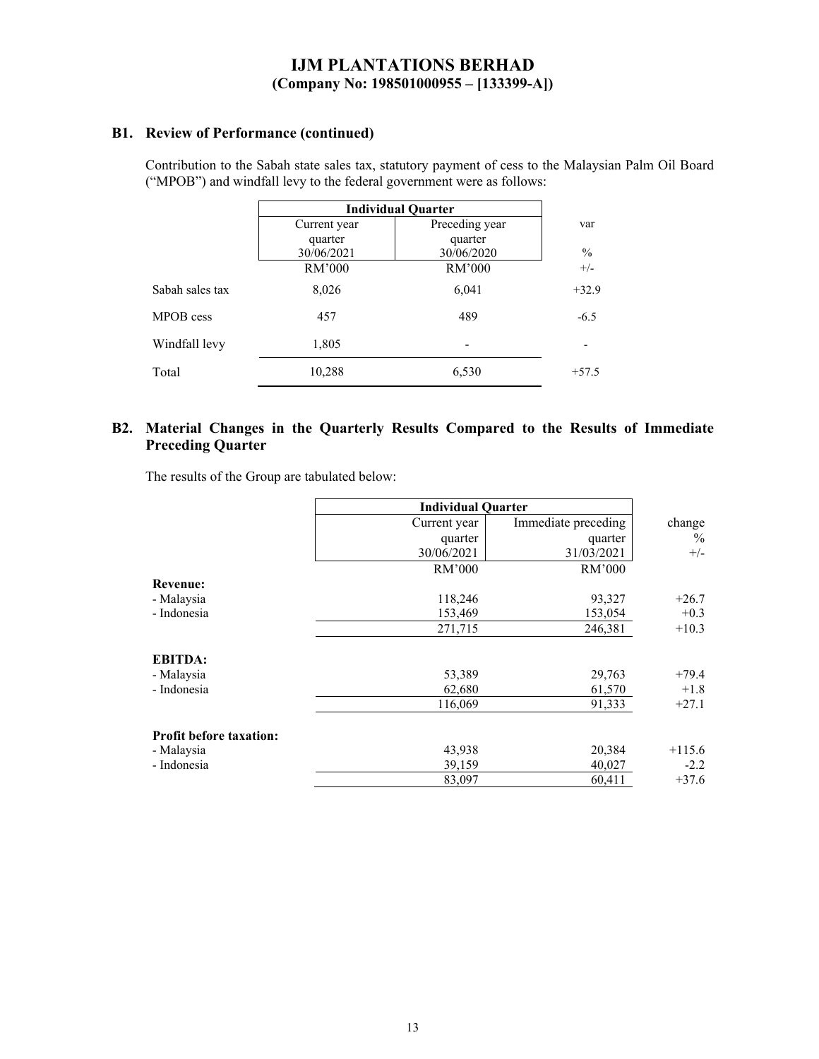## B1. Review of Performance (continued)

Contribution to the Sabah state sales tax, statutory payment of cess to the Malaysian Palm Oil Board ("MPOB") and windfall levy to the federal government were as follows:

| | Individual Quarter | | |
|---|---|---|---|
| | Current year quarter 30/06/2021 | Preceding year quarter 30/06/2020 | var % |
| | RM'000 | RM'000 | +/- |
| Sabah sales tax | 8,026 | 6,041 | +32.9 |
| MPOB cess | 457 | 489 | -6.5 |
| Windfall levy | 1,805 | - | - |
| Total | 10,288 | 6,530 | +57.5 |

## B2. Material Changes in the Quarterly Results Compared to the Results of Immediate Preceding Quarter

The results of the Group are tabulated below:

| | Individual Quarter | | |
|---|---|---|---|
| | Current year quarter 30/06/2021 | Immediate preceding quarter 31/03/2021 | change % +/- |
| | RM'000 | RM'000 | |
| **Revenue:** | | | |
| - Malaysia | 118,246 | 93,327 | +26.7 |
| - Indonesia | 153,469 | 153,054 | +0.3 |
| | 271,715 | 246,381 | +10.3 |
| **EBITDA:** | | | |
| - Malaysia | 53,389 | 29,763 | +79.4 |
| - Indonesia | 62,680 | 61,570 | +1.8 |
| | 116,069 | 91,333 | +27.1 |
| **Profit before taxation:** | | | |
| - Malaysia | 43,938 | 20,384 | +115.6 |
| - Indonesia | 39,159 | 40,027 | -2.2 |
| | 83,097 | 60,411 | +37.6 |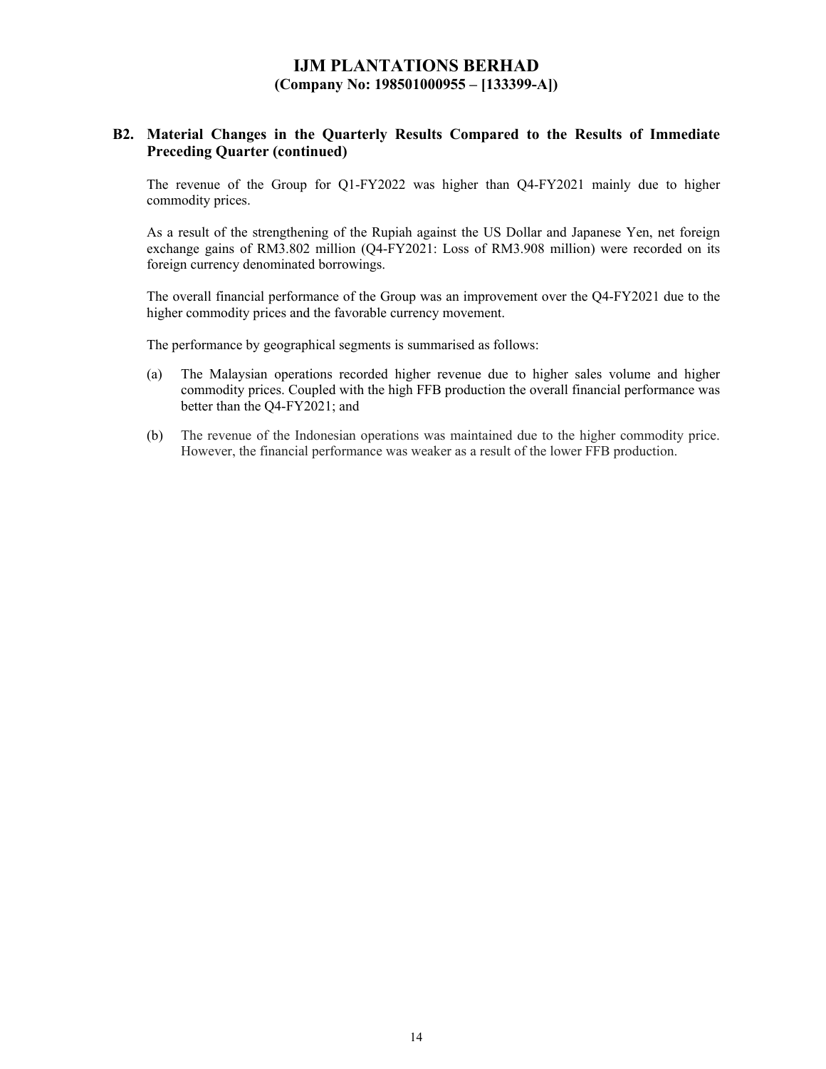**IJM PLANTATIONS BERHAD**
**(Company No: 198501000955 – [133399-A])**

## B2. Material Changes in the Quarterly Results Compared to the Results of Immediate Preceding Quarter (continued)

The revenue of the Group for Q1-FY2022 was higher than Q4-FY2021 mainly due to higher commodity prices.

As a result of the strengthening of the Rupiah against the US Dollar and Japanese Yen, net foreign exchange gains of RM3.802 million (Q4-FY2021: Loss of RM3.908 million) were recorded on its foreign currency denominated borrowings.

The overall financial performance of the Group was an improvement over the Q4-FY2021 due to the higher commodity prices and the favorable currency movement.

The performance by geographical segments is summarised as follows:

(a) The Malaysian operations recorded higher revenue due to higher sales volume and higher commodity prices. Coupled with the high FFB production the overall financial performance was better than the Q4-FY2021; and

(b) The revenue of the Indonesian operations was maintained due to the higher commodity price. However, the financial performance was weaker as a result of the lower FFB production.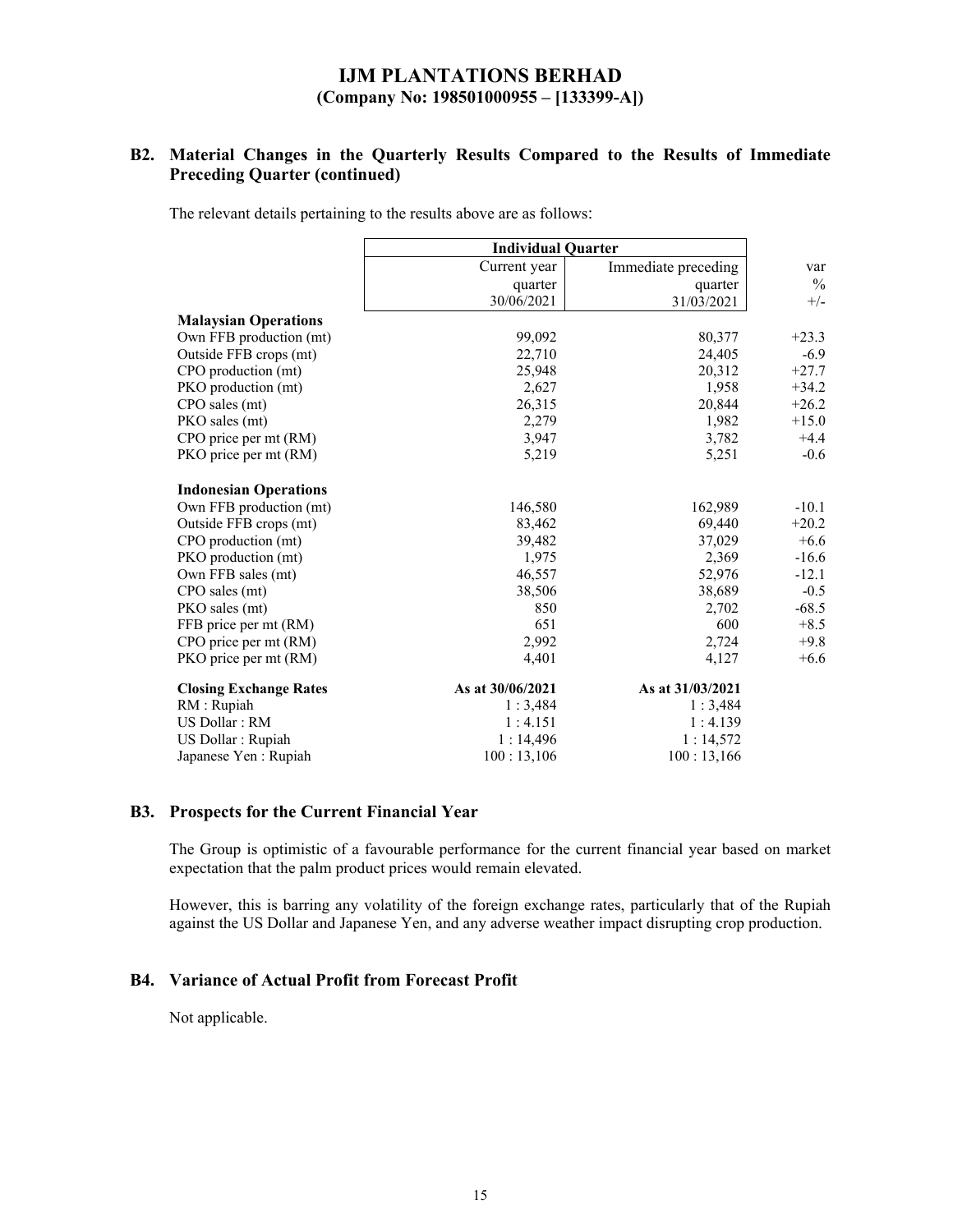# IJM PLANTATIONS BERHAD
**(Company No: 198501000955 – [133399-A])**

## B2. Material Changes in the Quarterly Results Compared to the Results of Immediate Preceding Quarter (continued)

The relevant details pertaining to the results above are as follows:

| | Individual Quarter | | |
|---|---|---|---|
| | Current year quarter 30/06/2021 | Immediate preceding quarter 31/03/2021 | var % +/- |
| **Malaysian Operations** | | | |
| Own FFB production (mt) | 99,092 | 80,377 | +23.3 |
| Outside FFB crops (mt) | 22,710 | 24,405 | -6.9 |
| CPO production (mt) | 25,948 | 20,312 | +27.7 |
| PKO production (mt) | 2,627 | 1,958 | +34.2 |
| CPO sales (mt) | 26,315 | 20,844 | +26.2 |
| PKO sales (mt) | 2,279 | 1,982 | +15.0 |
| CPO price per mt (RM) | 3,947 | 3,782 | +4.4 |
| PKO price per mt (RM) | 5,219 | 5,251 | -0.6 |
| **Indonesian Operations** | | | |
| Own FFB production (mt) | 146,580 | 162,989 | -10.1 |
| Outside FFB crops (mt) | 83,462 | 69,440 | +20.2 |
| CPO production (mt) | 39,482 | 37,029 | +6.6 |
| PKO production (mt) | 1,975 | 2,369 | -16.6 |
| Own FFB sales (mt) | 46,557 | 52,976 | -12.1 |
| CPO sales (mt) | 38,506 | 38,689 | -0.5 |
| PKO sales (mt) | 850 | 2,702 | -68.5 |
| FFB price per mt (RM) | 651 | 600 | +8.5 |
| CPO price per mt (RM) | 2,992 | 2,724 | +9.8 |
| PKO price per mt (RM) | 4,401 | 4,127 | +6.6 |
| **Closing Exchange Rates** | **As at 30/06/2021** | **As at 31/03/2021** | |
| RM : Rupiah | 1 : 3,484 | 1 : 3,484 | |
| US Dollar : RM | 1 : 4.151 | 1 : 4.139 | |
| US Dollar : Rupiah | 1 : 14,496 | 1 : 14,572 | |
| Japanese Yen : Rupiah | 100 : 13,106 | 100 : 13,166 | |

## B3. Prospects for the Current Financial Year

The Group is optimistic of a favourable performance for the current financial year based on market expectation that the palm product prices would remain elevated.

However, this is barring any volatility of the foreign exchange rates, particularly that of the Rupiah against the US Dollar and Japanese Yen, and any adverse weather impact disrupting crop production.

## B4. Variance of Actual Profit from Forecast Profit

Not applicable.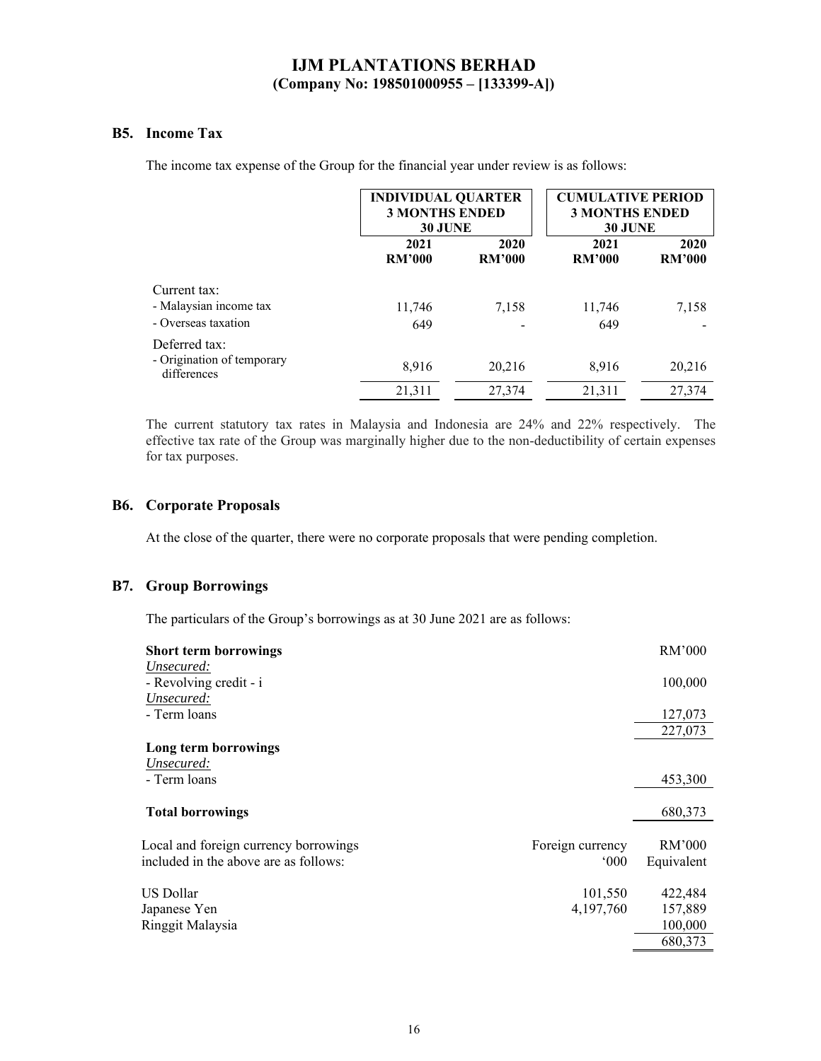**IJM PLANTATIONS BERHAD**
**(Company No: 198501000955 – [133399-A])**

## B5. Income Tax

The income tax expense of the Group for the financial year under review is as follows:

| | INDIVIDUAL QUARTER 3 MONTHS ENDED 30 JUNE | | CUMULATIVE PERIOD 3 MONTHS ENDED 30 JUNE | |
|---|---|---|---|---|
| | 2021 RM'000 | 2020 RM'000 | 2021 RM'000 | 2020 RM'000 |
| Current tax: | | | | |
| - Malaysian income tax | 11,746 | 7,158 | 11,746 | 7,158 |
| - Overseas taxation | 649 | - | 649 | - |
| Deferred tax: | | | | |
| - Origination of temporary differences | 8,916 | 20,216 | 8,916 | 20,216 |
| | 21,311 | 27,374 | 21,311 | 27,374 |

The current statutory tax rates in Malaysia and Indonesia are 24% and 22% respectively. The effective tax rate of the Group was marginally higher due to the non-deductibility of certain expenses for tax purposes.

## B6. Corporate Proposals

At the close of the quarter, there were no corporate proposals that were pending completion.

## B7. Group Borrowings

The particulars of the Group's borrowings as at 30 June 2021 are as follows:

| | RM'000 |
|---|---|
| **Short term borrowings** | |
| *Unsecured:* | |
| - Revolving credit - i | 100,000 |
| *Unsecured:* | |
| - Term loans | 127,073 |
| | 227,073 |
| **Long term borrowings** | |
| *Unsecured:* | |
| - Term loans | 453,300 |
| **Total borrowings** | 680,373 |

| Local and foreign currency borrowings included in the above are as follows: | Foreign currency '000 | RM'000 Equivalent |
|---|---|---|
| US Dollar | 101,550 | 422,484 |
| Japanese Yen | 4,197,760 | 157,889 |
| Ringgit Malaysia | | 100,000 |
| | | 680,373 |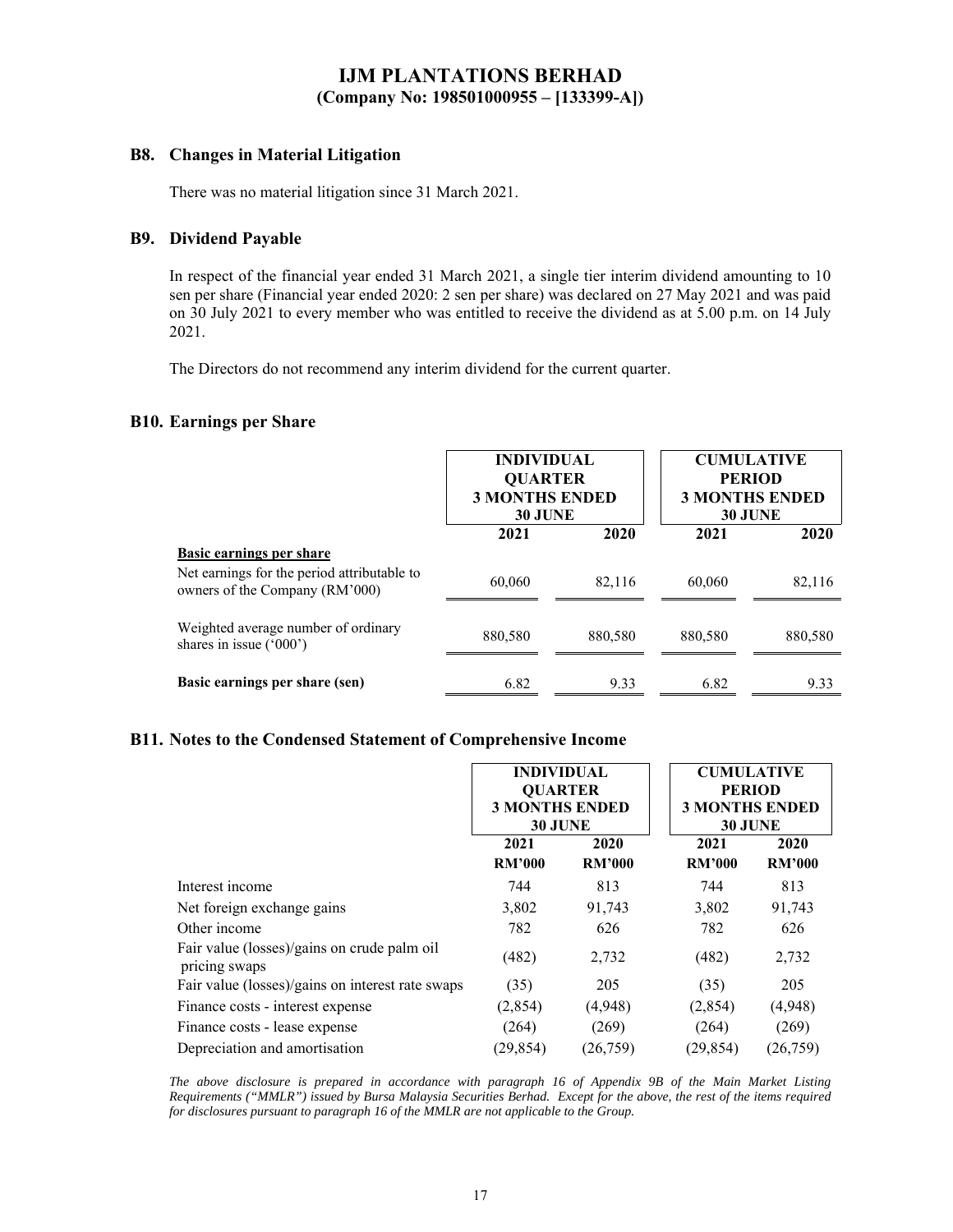**IJM PLANTATIONS BERHAD**
**(Company No: 198501000955 – [133399-A])**

## B8. Changes in Material Litigation

There was no material litigation since 31 March 2021.

## B9. Dividend Payable

In respect of the financial year ended 31 March 2021, a single tier interim dividend amounting to 10 sen per share (Financial year ended 2020: 2 sen per share) was declared on 27 May 2021 and was paid on 30 July 2021 to every member who was entitled to receive the dividend as at 5.00 p.m. on 14 July 2021.

The Directors do not recommend any interim dividend for the current quarter.

## B10. Earnings per Share

| | INDIVIDUAL QUARTER 3 MONTHS ENDED 30 JUNE | | CUMULATIVE PERIOD 3 MONTHS ENDED 30 JUNE | |
|---|---|---|---|---|
| | 2021 | 2020 | 2021 | 2020 |
| **Basic earnings per share** | | | | |
| Net earnings for the period attributable to owners of the Company (RM'000) | 60,060 | 82,116 | 60,060 | 82,116 |
| Weighted average number of ordinary shares in issue ('000') | 880,580 | 880,580 | 880,580 | 880,580 |
| **Basic earnings per share (sen)** | 6.82 | 9.33 | 6.82 | 9.33 |

## B11. Notes to the Condensed Statement of Comprehensive Income

| | INDIVIDUAL QUARTER 3 MONTHS ENDED 30 JUNE | | CUMULATIVE PERIOD 3 MONTHS ENDED 30 JUNE | |
|---|---|---|---|---|
| | 2021 | 2020 | 2021 | 2020 |
| | RM'000 | RM'000 | RM'000 | RM'000 |
| Interest income | 744 | 813 | 744 | 813 |
| Net foreign exchange gains | 3,802 | 91,743 | 3,802 | 91,743 |
| Other income | 782 | 626 | 782 | 626 |
| Fair value (losses)/gains on crude palm oil pricing swaps | (482) | 2,732 | (482) | 2,732 |
| Fair value (losses)/gains on interest rate swaps | (35) | 205 | (35) | 205 |
| Finance costs - interest expense | (2,854) | (4,948) | (2,854) | (4,948) |
| Finance costs - lease expense | (264) | (269) | (264) | (269) |
| Depreciation and amortisation | (29,854) | (26,759) | (29,854) | (26,759) |

*The above disclosure is prepared in accordance with paragraph 16 of Appendix 9B of the Main Market Listing Requirements ("MMLR") issued by Bursa Malaysia Securities Berhad. Except for the above, the rest of the items required for disclosures pursuant to paragraph 16 of the MMLR are not applicable to the Group.*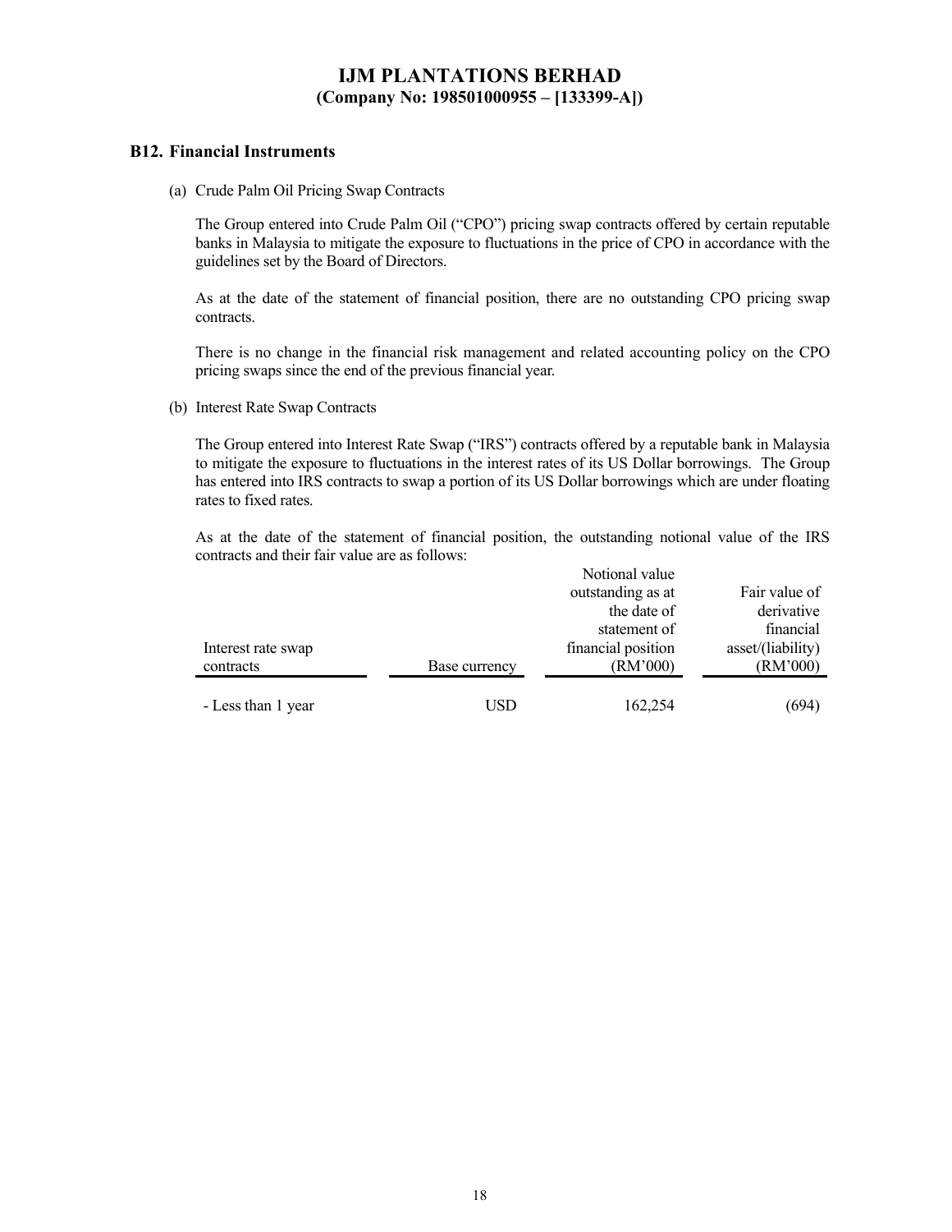# IJM PLANTATIONS BERHAD
**(Company No: 198501000955 – [133399-A])**

## B12. Financial Instruments

(a) Crude Palm Oil Pricing Swap Contracts

The Group entered into Crude Palm Oil ("CPO") pricing swap contracts offered by certain reputable banks in Malaysia to mitigate the exposure to fluctuations in the price of CPO in accordance with the guidelines set by the Board of Directors.

As at the date of the statement of financial position, there are no outstanding CPO pricing swap contracts.

There is no change in the financial risk management and related accounting policy on the CPO pricing swaps since the end of the previous financial year.

(b) Interest Rate Swap Contracts

The Group entered into Interest Rate Swap ("IRS") contracts offered by a reputable bank in Malaysia to mitigate the exposure to fluctuations in the interest rates of its US Dollar borrowings. The Group has entered into IRS contracts to swap a portion of its US Dollar borrowings which are under floating rates to fixed rates.

As at the date of the statement of financial position, the outstanding notional value of the IRS contracts and their fair value are as follows:

| Interest rate swap contracts | Base currency | Notional value outstanding as at the date of statement of financial position (RM'000) | Fair value of derivative financial asset/(liability) (RM'000) |
|---|---|---|---|
| - Less than 1 year | USD | 162,254 | (694) |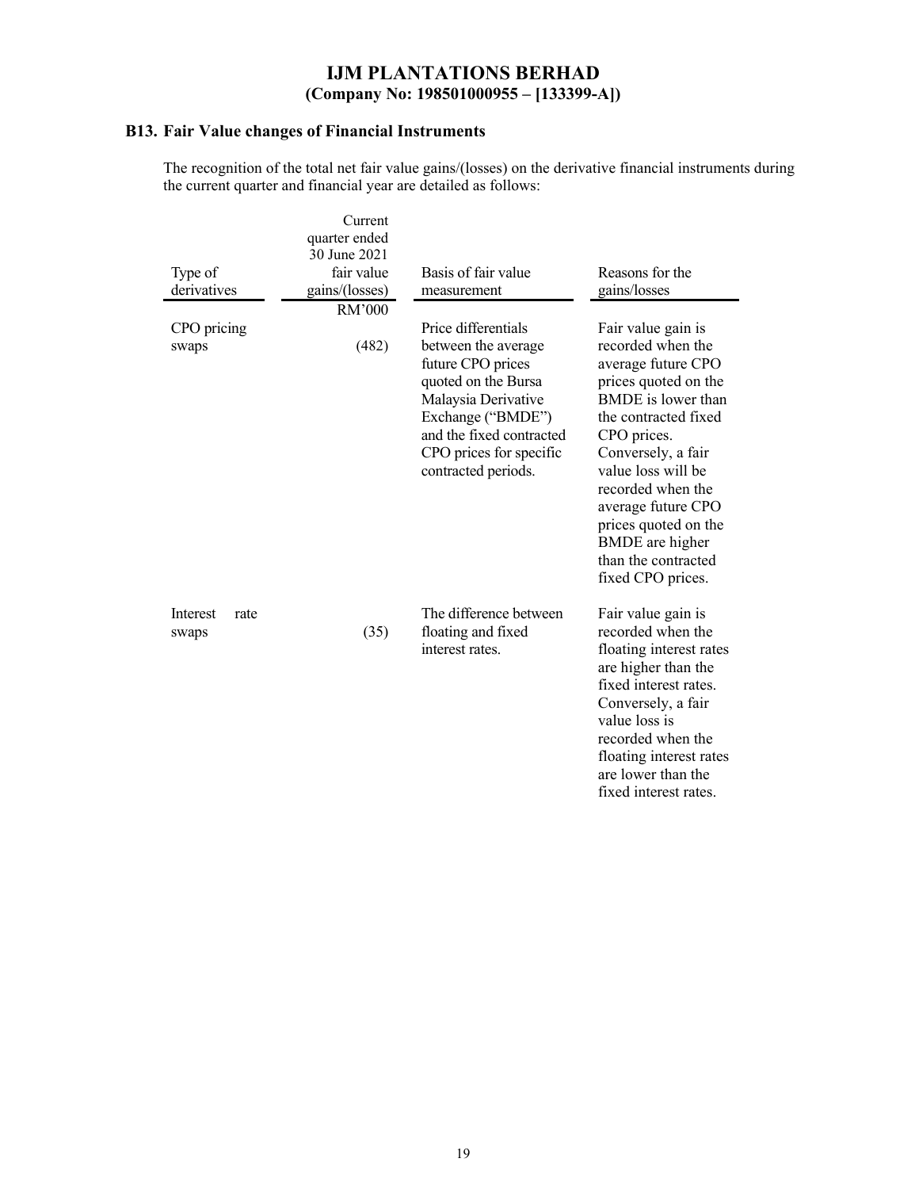# IJM PLANTATIONS BERHAD
**(Company No: 198501000955 – [133399-A])**

## B13. Fair Value changes of Financial Instruments

The recognition of the total net fair value gains/(losses) on the derivative financial instruments during the current quarter and financial year are detailed as follows:

| Type of derivatives | Current quarter ended 30 June 2021 fair value gains/(losses) RM'000 | Basis of fair value measurement | Reasons for the gains/losses |
|---|---|---|---|
| CPO pricing swaps | (482) | Price differentials between the average future CPO prices quoted on the Bursa Malaysia Derivative Exchange ("BMDE") and the fixed contracted CPO prices for specific contracted periods. | Fair value gain is recorded when the average future CPO prices quoted on the BMDE is lower than the contracted fixed CPO prices. Conversely, a fair value loss will be recorded when the average future CPO prices quoted on the BMDE are higher than the contracted fixed CPO prices. |
| Interest rate swaps | (35) | The difference between floating and fixed interest rates. | Fair value gain is recorded when the floating interest rates are higher than the fixed interest rates. Conversely, a fair value loss is recorded when the floating interest rates are lower than the fixed interest rates. |